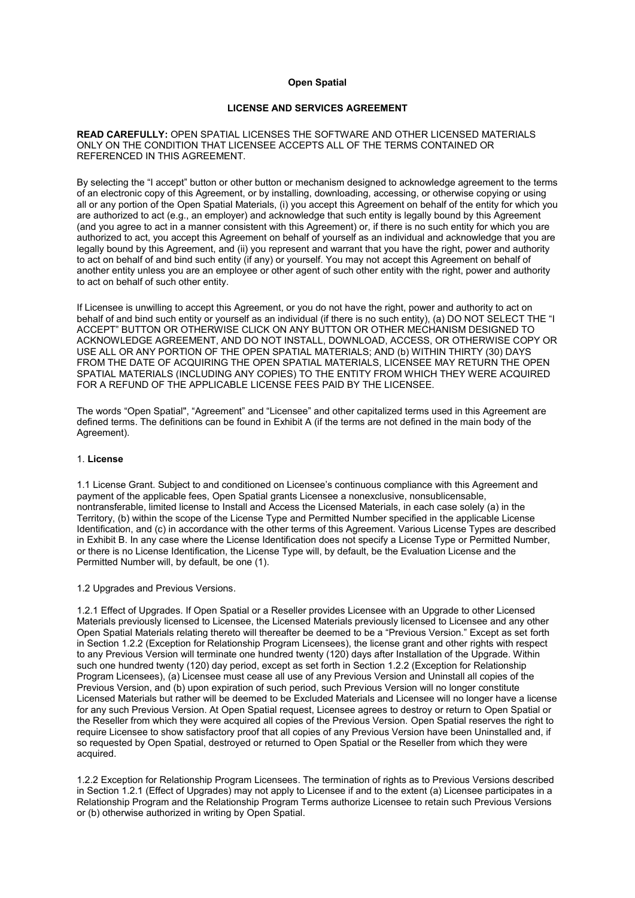**Open Spatial**

**LICENSE AND SERVICES AGREEMENT**

**READ CAREFULLY:** OPEN SPATIAL LICENSES THE SOFTWARE AND OTHER LICENSED MATERIALS ONLY ON THE CONDITION THAT LICENSEE ACCEPTS ALL OF THE TERMS CONTAINED OR REFERENCED IN THIS AGREEMENT.

By selecting the "I accept" button or other button or mechanism designed to acknowledge agreement to the terms of an electronic copy of this Agreement, or by installing, downloading, accessing, or otherwise copying or using all or any portion of the Open Spatial Materials, (i) you accept this Agreement on behalf of the entity for which you are authorized to act (e.g., an employer) and acknowledge that such entity is legally bound by this Agreement (and you agree to act in a manner consistent with this Agreement) or, if there is no such entity for which you are authorized to act, you accept this Agreement on behalf of yourself as an individual and acknowledge that you are legally bound by this Agreement, and (ii) you represent and warrant that you have the right, power and authority to act on behalf of and bind such entity (if any) or yourself. You may not accept this Agreement on behalf of another entity unless you are an employee or other agent of such other entity with the right, power and authority to act on behalf of such other entity.

If Licensee is unwilling to accept this Agreement, or you do not have the right, power and authority to act on behalf of and bind such entity or yourself as an individual (if there is no such entity), (a) DO NOT SELECT THE "I ACCEPT" BUTTON OR OTHERWISE CLICK ON ANY BUTTON OR OTHER MECHANISM DESIGNED TO ACKNOWLEDGE AGREEMENT, AND DO NOT INSTALL, DOWNLOAD, ACCESS, OR OTHERWISE COPY OR USE ALL OR ANY PORTION OF THE OPEN SPATIAL MATERIALS; AND (b) WITHIN THIRTY (30) DAYS FROM THE DATE OF ACQUIRING THE OPEN SPATIAL MATERIALS, LICENSEE MAY RETURN THE OPEN SPATIAL MATERIALS (INCLUDING ANY COPIES) TO THE ENTITY FROM WHICH THEY WERE ACQUIRED FOR A REFUND OF THE APPLICABLE LICENSE FEES PAID BY THE LICENSEE.

The words "Open Spatial", "Agreement" and "Licensee" and other capitalized terms used in this Agreement are defined terms. The definitions can be found in Exhibit A (if the terms are not defined in the main body of the Agreement).

## 1. **License**

1.1 License Grant. Subject to and conditioned on Licensee's continuous compliance with this Agreement and payment of the applicable fees, Open Spatial grants Licensee a nonexclusive, nonsublicensable, nontransferable, limited license to Install and Access the Licensed Materials, in each case solely (a) in the Territory, (b) within the scope of the License Type and Permitted Number specified in the applicable License Identification, and (c) in accordance with the other terms of this Agreement. Various License Types are described in Exhibit B. In any case where the License Identification does not specify a License Type or Permitted Number, or there is no License Identification, the License Type will, by default, be the Evaluation License and the Permitted Number will, by default, be one (1).

1.2 Upgrades and Previous Versions.

1.2.1 Effect of Upgrades. If Open Spatial or a Reseller provides Licensee with an Upgrade to other Licensed Materials previously licensed to Licensee, the Licensed Materials previously licensed to Licensee and any other Open Spatial Materials relating thereto will thereafter be deemed to be a "Previous Version." Except as set forth in Section 1.2.2 (Exception for Relationship Program Licensees), the license grant and other rights with respect to any Previous Version will terminate one hundred twenty (120) days after Installation of the Upgrade. Within such one hundred twenty (120) day period, except as set forth in Section 1.2.2 (Exception for Relationship Program Licensees), (a) Licensee must cease all use of any Previous Version and Uninstall all copies of the Previous Version, and (b) upon expiration of such period, such Previous Version will no longer constitute Licensed Materials but rather will be deemed to be Excluded Materials and Licensee will no longer have a license for any such Previous Version. At Open Spatial request, Licensee agrees to destroy or return to Open Spatial or the Reseller from which they were acquired all copies of the Previous Version. Open Spatial reserves the right to require Licensee to show satisfactory proof that all copies of any Previous Version have been Uninstalled and, if so requested by Open Spatial, destroyed or returned to Open Spatial or the Reseller from which they were acquired.

1.2.2 Exception for Relationship Program Licensees. The termination of rights as to Previous Versions described in Section 1.2.1 (Effect of Upgrades) may not apply to Licensee if and to the extent (a) Licensee participates in a Relationship Program and the Relationship Program Terms authorize Licensee to retain such Previous Versions or (b) otherwise authorized in writing by Open Spatial.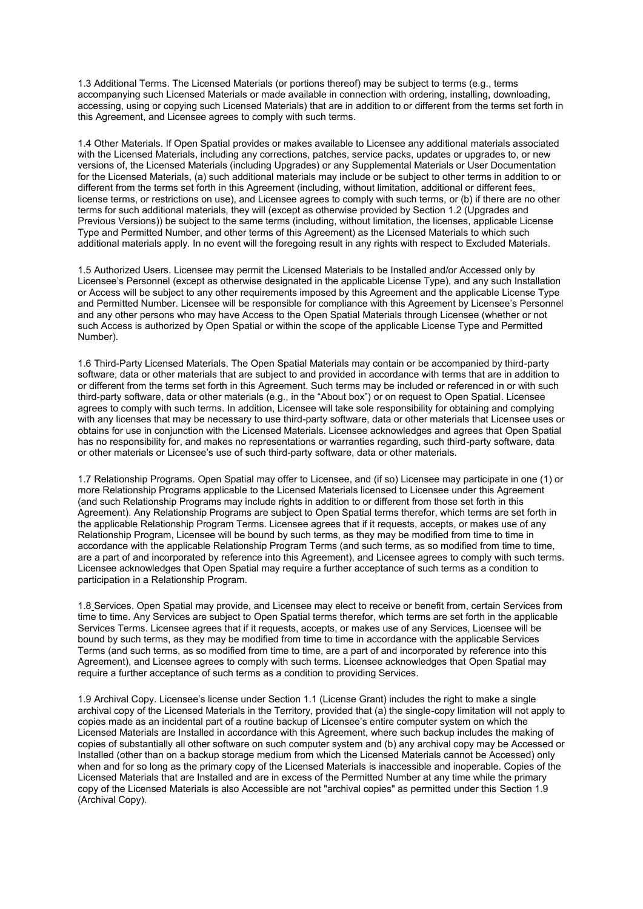1.3 Additional Terms. The Licensed Materials (or portions thereof) may be subject to terms (e.g., terms accompanying such Licensed Materials or made available in connection with ordering, installing, downloading, accessing, using or copying such Licensed Materials) that are in addition to or different from the terms set forth in this Agreement, and Licensee agrees to comply with such terms.

1.4 Other Materials. If Open Spatial provides or makes available to Licensee any additional materials associated with the Licensed Materials, including any corrections, patches, service packs, updates or upgrades to, or new versions of, the Licensed Materials (including Upgrades) or any Supplemental Materials or User Documentation for the Licensed Materials, (a) such additional materials may include or be subject to other terms in addition to or different from the terms set forth in this Agreement (including, without limitation, additional or different fees, license terms, or restrictions on use), and Licensee agrees to comply with such terms, or (b) if there are no other terms for such additional materials, they will (except as otherwise provided by Section 1.2 (Upgrades and Previous Versions)) be subject to the same terms (including, without limitation, the licenses, applicable License Type and Permitted Number, and other terms of this Agreement) as the Licensed Materials to which such additional materials apply. In no event will the foregoing result in any rights with respect to Excluded Materials.

1.5 Authorized Users. Licensee may permit the Licensed Materials to be Installed and/or Accessed only by Licensee's Personnel (except as otherwise designated in the applicable License Type), and any such Installation or Access will be subject to any other requirements imposed by this Agreement and the applicable License Type and Permitted Number. Licensee will be responsible for compliance with this Agreement by Licensee's Personnel and any other persons who may have Access to the Open Spatial Materials through Licensee (whether or not such Access is authorized by Open Spatial or within the scope of the applicable License Type and Permitted Number).

1.6 Third-Party Licensed Materials. The Open Spatial Materials may contain or be accompanied by third-party software, data or other materials that are subject to and provided in accordance with terms that are in addition to or different from the terms set forth in this Agreement. Such terms may be included or referenced in or with such third-party software, data or other materials (e.g., in the "About box") or on request to Open Spatial. Licensee agrees to comply with such terms. In addition, Licensee will take sole responsibility for obtaining and complying with any licenses that may be necessary to use third-party software, data or other materials that Licensee uses or obtains for use in conjunction with the Licensed Materials. Licensee acknowledges and agrees that Open Spatial has no responsibility for, and makes no representations or warranties regarding, such third-party software, data or other materials or Licensee's use of such third-party software, data or other materials.

1.7 Relationship Programs. Open Spatial may offer to Licensee, and (if so) Licensee may participate in one (1) or more Relationship Programs applicable to the Licensed Materials licensed to Licensee under this Agreement (and such Relationship Programs may include rights in addition to or different from those set forth in this Agreement). Any Relationship Programs are subject to Open Spatial terms therefor, which terms are set forth in the applicable Relationship Program Terms. Licensee agrees that if it requests, accepts, or makes use of any Relationship Program, Licensee will be bound by such terms, as they may be modified from time to time in accordance with the applicable Relationship Program Terms (and such terms, as so modified from time to time, are a part of and incorporated by reference into this Agreement), and Licensee agrees to comply with such terms. Licensee acknowledges that Open Spatial may require a further acceptance of such terms as a condition to participation in a Relationship Program.

1.8 Services. Open Spatial may provide, and Licensee may elect to receive or benefit from, certain Services from time to time. Any Services are subject to Open Spatial terms therefor, which terms are set forth in the applicable Services Terms. Licensee agrees that if it requests, accepts, or makes use of any Services, Licensee will be bound by such terms, as they may be modified from time to time in accordance with the applicable Services Terms (and such terms, as so modified from time to time, are a part of and incorporated by reference into this Agreement), and Licensee agrees to comply with such terms. Licensee acknowledges that Open Spatial may require a further acceptance of such terms as a condition to providing Services.

1.9 Archival Copy. Licensee's license under Section 1.1 (License Grant) includes the right to make a single archival copy of the Licensed Materials in the Territory, provided that (a) the single-copy limitation will not apply to copies made as an incidental part of a routine backup of Licensee's entire computer system on which the Licensed Materials are Installed in accordance with this Agreement, where such backup includes the making of copies of substantially all other software on such computer system and (b) any archival copy may be Accessed or Installed (other than on a backup storage medium from which the Licensed Materials cannot be Accessed) only when and for so long as the primary copy of the Licensed Materials is inaccessible and inoperable. Copies of the Licensed Materials that are Installed and are in excess of the Permitted Number at any time while the primary copy of the Licensed Materials is also Accessible are not "archival copies" as permitted under this Section 1.9 (Archival Copy).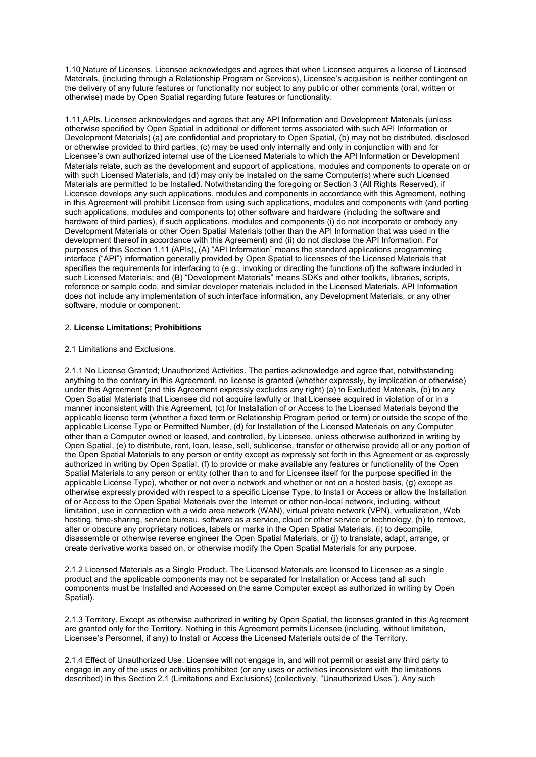1.10 Nature of Licenses. Licensee acknowledges and agrees that when Licensee acquires a license of Licensed Materials, (including through a Relationship Program or Services), Licensee's acquisition is neither contingent on the delivery of any future features or functionality nor subject to any public or other comments (oral, written or otherwise) made by Open Spatial regarding future features or functionality.

1.11 APIs. Licensee acknowledges and agrees that any API Information and Development Materials (unless otherwise specified by Open Spatial in additional or different terms associated with such API Information or Development Materials) (a) are confidential and proprietary to Open Spatial, (b) may not be distributed, disclosed or otherwise provided to third parties, (c) may be used only internally and only in conjunction with and for Licensee's own authorized internal use of the Licensed Materials to which the API Information or Development Materials relate, such as the development and support of applications, modules and components to operate on or with such Licensed Materials, and (d) may only be Installed on the same Computer(s) where such Licensed Materials are permitted to be Installed. Notwithstanding the foregoing or Section 3 (All Rights Reserved), if Licensee develops any such applications, modules and components in accordance with this Agreement, nothing in this Agreement will prohibit Licensee from using such applications, modules and components with (and porting such applications, modules and components to) other software and hardware (including the software and hardware of third parties), if such applications, modules and components (i) do not incorporate or embody any Development Materials or other Open Spatial Materials (other than the API Information that was used in the development thereof in accordance with this Agreement) and (ii) do not disclose the API Information. For purposes of this Section 1.11 (APIs), (A) "API Information" means the standard applications programming interface ("API") information generally provided by Open Spatial to licensees of the Licensed Materials that specifies the requirements for interfacing to (e.g., invoking or directing the functions of) the software included in such Licensed Materials; and (B) "Development Materials" means SDKs and other toolkits, libraries, scripts, reference or sample code, and similar developer materials included in the Licensed Materials. API Information does not include any implementation of such interface information, any Development Materials, or any other software, module or component.

2. **License Limitations; Prohibitions**

2.1 Limitations and Exclusions.

2.1.1 No License Granted; Unauthorized Activities. The parties acknowledge and agree that, notwithstanding anything to the contrary in this Agreement, no license is granted (whether expressly, by implication or otherwise) under this Agreement (and this Agreement expressly excludes any right) (a) to Excluded Materials, (b) to any Open Spatial Materials that Licensee did not acquire lawfully or that Licensee acquired in violation of or in a manner inconsistent with this Agreement, (c) for Installation of or Access to the Licensed Materials beyond the applicable license term (whether a fixed term or Relationship Program period or term) or outside the scope of the applicable License Type or Permitted Number, (d) for Installation of the Licensed Materials on any Computer other than a Computer owned or leased, and controlled, by Licensee, unless otherwise authorized in writing by Open Spatial, (e) to distribute, rent, loan, lease, sell, sublicense, transfer or otherwise provide all or any portion of the Open Spatial Materials to any person or entity except as expressly set forth in this Agreement or as expressly authorized in writing by Open Spatial, (f) to provide or make available any features or functionality of the Open Spatial Materials to any person or entity (other than to and for Licensee itself for the purpose specified in the applicable License Type), whether or not over a network and whether or not on a hosted basis, (g) except as otherwise expressly provided with respect to a specific License Type, to Install or Access or allow the Installation of or Access to the Open Spatial Materials over the Internet or other non-local network, including, without limitation, use in connection with a wide area network (WAN), virtual private network (VPN), virtualization, Web hosting, time-sharing, service bureau, software as a service, cloud or other service or technology, (h) to remove, alter or obscure any proprietary notices, labels or marks in the Open Spatial Materials, (i) to decompile, disassemble or otherwise reverse engineer the Open Spatial Materials, or (j) to translate, adapt, arrange, or create derivative works based on, or otherwise modify the Open Spatial Materials for any purpose.

2.1.2 Licensed Materials as a Single Product. The Licensed Materials are licensed to Licensee as a single product and the applicable components may not be separated for Installation or Access (and all such components must be Installed and Accessed on the same Computer except as authorized in writing by Open Spatial).

2.1.3 Territory. Except as otherwise authorized in writing by Open Spatial, the licenses granted in this Agreement are granted only for the Territory. Nothing in this Agreement permits Licensee (including, without limitation, Licensee's Personnel, if any) to Install or Access the Licensed Materials outside of the Territory.

2.1.4 Effect of Unauthorized Use. Licensee will not engage in, and will not permit or assist any third party to engage in any of the uses or activities prohibited (or any uses or activities inconsistent with the limitations described) in this Section 2.1 (Limitations and Exclusions) (collectively, "Unauthorized Uses"). Any such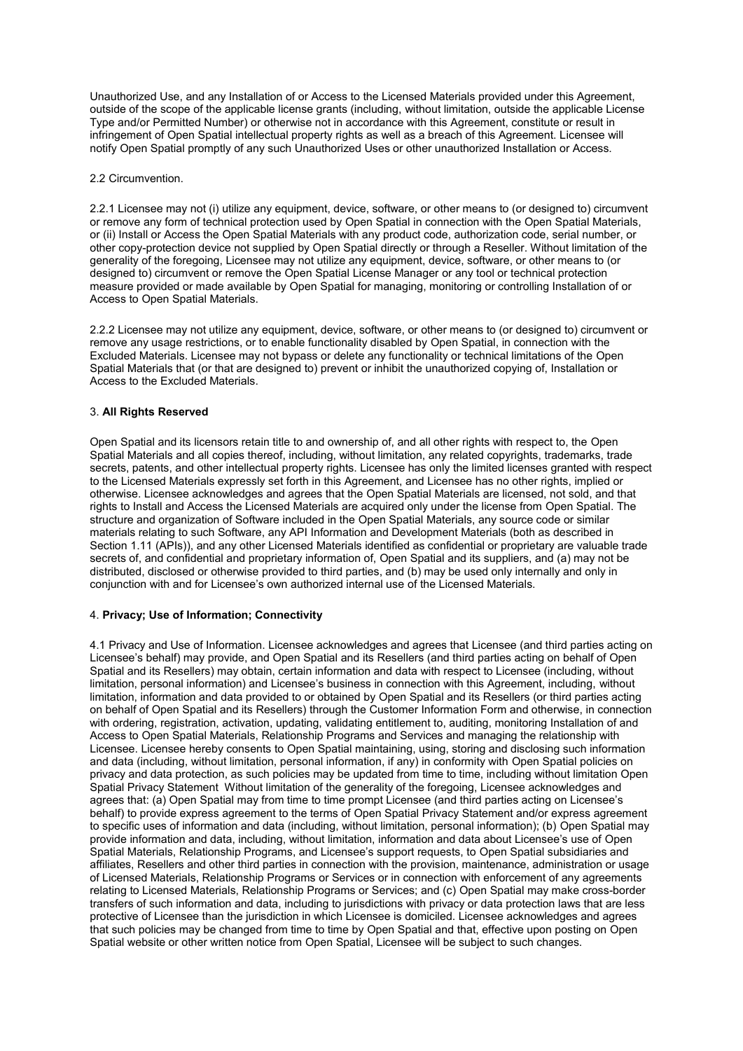Unauthorized Use, and any Installation of or Access to the Licensed Materials provided under this Agreement, outside of the scope of the applicable license grants (including, without limitation, outside the applicable License Type and/or Permitted Number) or otherwise not in accordance with this Agreement, constitute or result in infringement of Open Spatial intellectual property rights as well as a breach of this Agreement. Licensee will notify Open Spatial promptly of any such Unauthorized Uses or other unauthorized Installation or Access.

2.2 Circumvention.

2.2.1 Licensee may not (i) utilize any equipment, device, software, or other means to (or designed to) circumvent or remove any form of technical protection used by Open Spatial in connection with the Open Spatial Materials, or (ii) Install or Access the Open Spatial Materials with any product code, authorization code, serial number, or other copy-protection device not supplied by Open Spatial directly or through a Reseller. Without limitation of the generality of the foregoing, Licensee may not utilize any equipment, device, software, or other means to (or designed to) circumvent or remove the Open Spatial License Manager or any tool or technical protection measure provided or made available by Open Spatial for managing, monitoring or controlling Installation of or Access to Open Spatial Materials.

2.2.2 Licensee may not utilize any equipment, device, software, or other means to (or designed to) circumvent or remove any usage restrictions, or to enable functionality disabled by Open Spatial, in connection with the Excluded Materials. Licensee may not bypass or delete any functionality or technical limitations of the Open Spatial Materials that (or that are designed to) prevent or inhibit the unauthorized copying of, Installation or Access to the Excluded Materials.

### 3. **All Rights Reserved**

Open Spatial and its licensors retain title to and ownership of, and all other rights with respect to, the Open Spatial Materials and all copies thereof, including, without limitation, any related copyrights, trademarks, trade secrets, patents, and other intellectual property rights. Licensee has only the limited licenses granted with respect to the Licensed Materials expressly set forth in this Agreement, and Licensee has no other rights, implied or otherwise. Licensee acknowledges and agrees that the Open Spatial Materials are licensed, not sold, and that rights to Install and Access the Licensed Materials are acquired only under the license from Open Spatial. The structure and organization of Software included in the Open Spatial Materials, any source code or similar materials relating to such Software, any API Information and Development Materials (both as described in Section 1.11 (APIs)), and any other Licensed Materials identified as confidential or proprietary are valuable trade secrets of, and confidential and proprietary information of, Open Spatial and its suppliers, and (a) may not be distributed, disclosed or otherwise provided to third parties, and (b) may be used only internally and only in conjunction with and for Licensee's own authorized internal use of the Licensed Materials.

### 4. **Privacy; Use of Information; Connectivity**

4.1 Privacy and Use of Information. Licensee acknowledges and agrees that Licensee (and third parties acting on Licensee's behalf) may provide, and Open Spatial and its Resellers (and third parties acting on behalf of Open Spatial and its Resellers) may obtain, certain information and data with respect to Licensee (including, without limitation, personal information) and Licensee's business in connection with this Agreement, including, without limitation, information and data provided to or obtained by Open Spatial and its Resellers (or third parties acting on behalf of Open Spatial and its Resellers) through the Customer Information Form and otherwise, in connection with ordering, registration, activation, updating, validating entitlement to, auditing, monitoring Installation of and Access to Open Spatial Materials, Relationship Programs and Services and managing the relationship with Licensee. Licensee hereby consents to Open Spatial maintaining, using, storing and disclosing such information and data (including, without limitation, personal information, if any) in conformity with Open Spatial policies on privacy and data protection, as such policies may be updated from time to time, including without limitation Open Spatial Privacy Statement Without limitation of the generality of the foregoing, Licensee acknowledges and agrees that: (a) Open Spatial may from time to time prompt Licensee (and third parties acting on Licensee's behalf) to provide express agreement to the terms of Open Spatial Privacy Statement and/or express agreement to specific uses of information and data (including, without limitation, personal information); (b) Open Spatial may provide information and data, including, without limitation, information and data about Licensee's use of Open Spatial Materials, Relationship Programs, and Licensee's support requests, to Open Spatial subsidiaries and affiliates, Resellers and other third parties in connection with the provision, maintenance, administration or usage of Licensed Materials, Relationship Programs or Services or in connection with enforcement of any agreements relating to Licensed Materials, Relationship Programs or Services; and (c) Open Spatial may make cross-border transfers of such information and data, including to jurisdictions with privacy or data protection laws that are less protective of Licensee than the jurisdiction in which Licensee is domiciled. Licensee acknowledges and agrees that such policies may be changed from time to time by Open Spatial and that, effective upon posting on Open Spatial website or other written notice from Open Spatial, Licensee will be subject to such changes.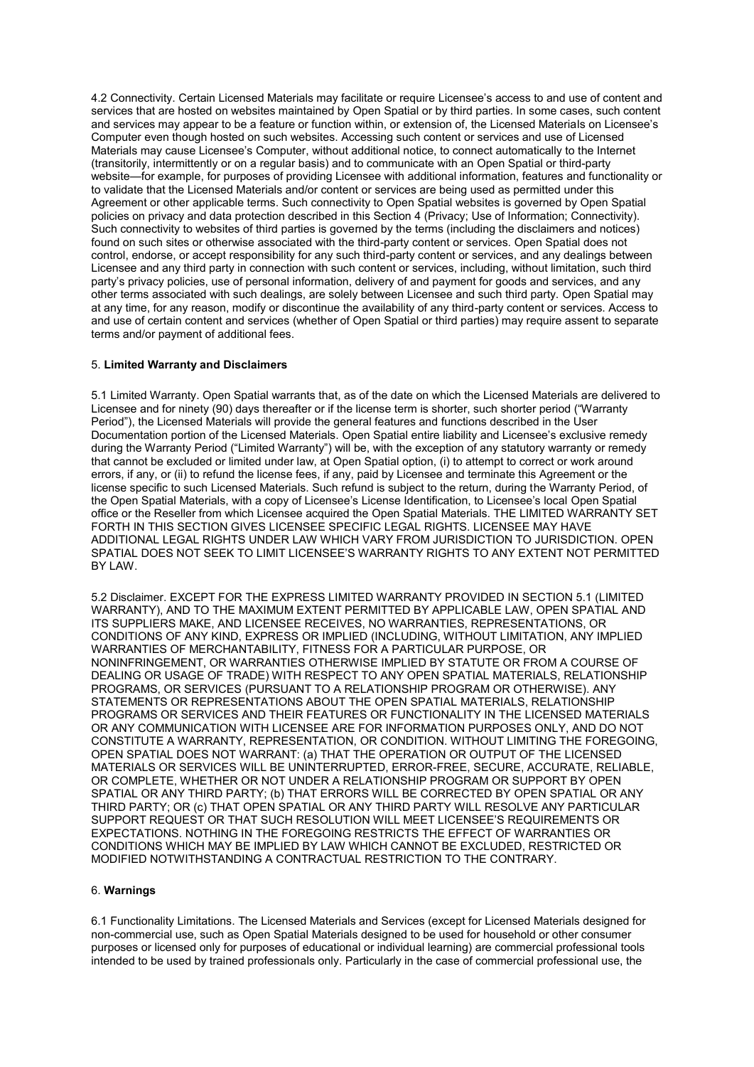4.2 Connectivity. Certain Licensed Materials may facilitate or require Licensee's access to and use of content and services that are hosted on websites maintained by Open Spatial or by third parties. In some cases, such content and services may appear to be a feature or function within, or extension of, the Licensed Materials on Licensee's Computer even though hosted on such websites. Accessing such content or services and use of Licensed Materials may cause Licensee's Computer, without additional notice, to connect automatically to the Internet (transitorily, intermittently or on a regular basis) and to communicate with an Open Spatial or third-party website—for example, for purposes of providing Licensee with additional information, features and functionality or to validate that the Licensed Materials and/or content or services are being used as permitted under this Agreement or other applicable terms. Such connectivity to Open Spatial websites is governed by Open Spatial policies on privacy and data protection described in this Section 4 (Privacy; Use of Information; Connectivity). Such connectivity to websites of third parties is governed by the terms (including the disclaimers and notices) found on such sites or otherwise associated with the third-party content or services. Open Spatial does not control, endorse, or accept responsibility for any such third-party content or services, and any dealings between Licensee and any third party in connection with such content or services, including, without limitation, such third party's privacy policies, use of personal information, delivery of and payment for goods and services, and any other terms associated with such dealings, are solely between Licensee and such third party. Open Spatial may at any time, for any reason, modify or discontinue the availability of any third-party content or services. Access to and use of certain content and services (whether of Open Spatial or third parties) may require assent to separate terms and/or payment of additional fees.

## 5. **Limited Warranty and Disclaimers**

5.1 Limited Warranty. Open Spatial warrants that, as of the date on which the Licensed Materials are delivered to Licensee and for ninety (90) days thereafter or if the license term is shorter, such shorter period ("Warranty Period"), the Licensed Materials will provide the general features and functions described in the User Documentation portion of the Licensed Materials. Open Spatial entire liability and Licensee's exclusive remedy during the Warranty Period ("Limited Warranty") will be, with the exception of any statutory warranty or remedy that cannot be excluded or limited under law, at Open Spatial option, (i) to attempt to correct or work around errors, if any, or (ii) to refund the license fees, if any, paid by Licensee and terminate this Agreement or the license specific to such Licensed Materials. Such refund is subject to the return, during the Warranty Period, of the Open Spatial Materials, with a copy of Licensee's License Identification, to Licensee's local Open Spatial office or the Reseller from which Licensee acquired the Open Spatial Materials. THE LIMITED WARRANTY SET FORTH IN THIS SECTION GIVES LICENSEE SPECIFIC LEGAL RIGHTS. LICENSEE MAY HAVE ADDITIONAL LEGAL RIGHTS UNDER LAW WHICH VARY FROM JURISDICTION TO JURISDICTION. OPEN SPATIAL DOES NOT SEEK TO LIMIT LICENSEE'S WARRANTY RIGHTS TO ANY EXTENT NOT PERMITTED BY LAW.

5.2 Disclaimer. EXCEPT FOR THE EXPRESS LIMITED WARRANTY PROVIDED IN SECTION 5.1 (LIMITED WARRANTY), AND TO THE MAXIMUM EXTENT PERMITTED BY APPLICABLE LAW, OPEN SPATIAL AND ITS SUPPLIERS MAKE, AND LICENSEE RECEIVES, NO WARRANTIES, REPRESENTATIONS, OR CONDITIONS OF ANY KIND, EXPRESS OR IMPLIED (INCLUDING, WITHOUT LIMITATION, ANY IMPLIED WARRANTIES OF MERCHANTABILITY, FITNESS FOR A PARTICULAR PURPOSE, OR NONINFRINGEMENT, OR WARRANTIES OTHERWISE IMPLIED BY STATUTE OR FROM A COURSE OF DEALING OR USAGE OF TRADE) WITH RESPECT TO ANY OPEN SPATIAL MATERIALS, RELATIONSHIP PROGRAMS, OR SERVICES (PURSUANT TO A RELATIONSHIP PROGRAM OR OTHERWISE). ANY STATEMENTS OR REPRESENTATIONS ABOUT THE OPEN SPATIAL MATERIALS, RELATIONSHIP PROGRAMS OR SERVICES AND THEIR FEATURES OR FUNCTIONALITY IN THE LICENSED MATERIALS OR ANY COMMUNICATION WITH LICENSEE ARE FOR INFORMATION PURPOSES ONLY, AND DO NOT CONSTITUTE A WARRANTY, REPRESENTATION, OR CONDITION. WITHOUT LIMITING THE FOREGOING, OPEN SPATIAL DOES NOT WARRANT: (a) THAT THE OPERATION OR OUTPUT OF THE LICENSED MATERIALS OR SERVICES WILL BE UNINTERRUPTED, ERROR-FREE, SECURE, ACCURATE, RELIABLE, OR COMPLETE, WHETHER OR NOT UNDER A RELATIONSHIP PROGRAM OR SUPPORT BY OPEN SPATIAL OR ANY THIRD PARTY; (b) THAT ERRORS WILL BE CORRECTED BY OPEN SPATIAL OR ANY THIRD PARTY; OR (c) THAT OPEN SPATIAL OR ANY THIRD PARTY WILL RESOLVE ANY PARTICULAR SUPPORT REQUEST OR THAT SUCH RESOLUTION WILL MEET LICENSEE'S REQUIREMENTS OR EXPECTATIONS. NOTHING IN THE FOREGOING RESTRICTS THE EFFECT OF WARRANTIES OR CONDITIONS WHICH MAY BE IMPLIED BY LAW WHICH CANNOT BE EXCLUDED, RESTRICTED OR MODIFIED NOTWITHSTANDING A CONTRACTUAL RESTRICTION TO THE CONTRARY.

## 6. **Warnings**

6.1 Functionality Limitations. The Licensed Materials and Services (except for Licensed Materials designed for non-commercial use, such as Open Spatial Materials designed to be used for household or other consumer purposes or licensed only for purposes of educational or individual learning) are commercial professional tools intended to be used by trained professionals only. Particularly in the case of commercial professional use, the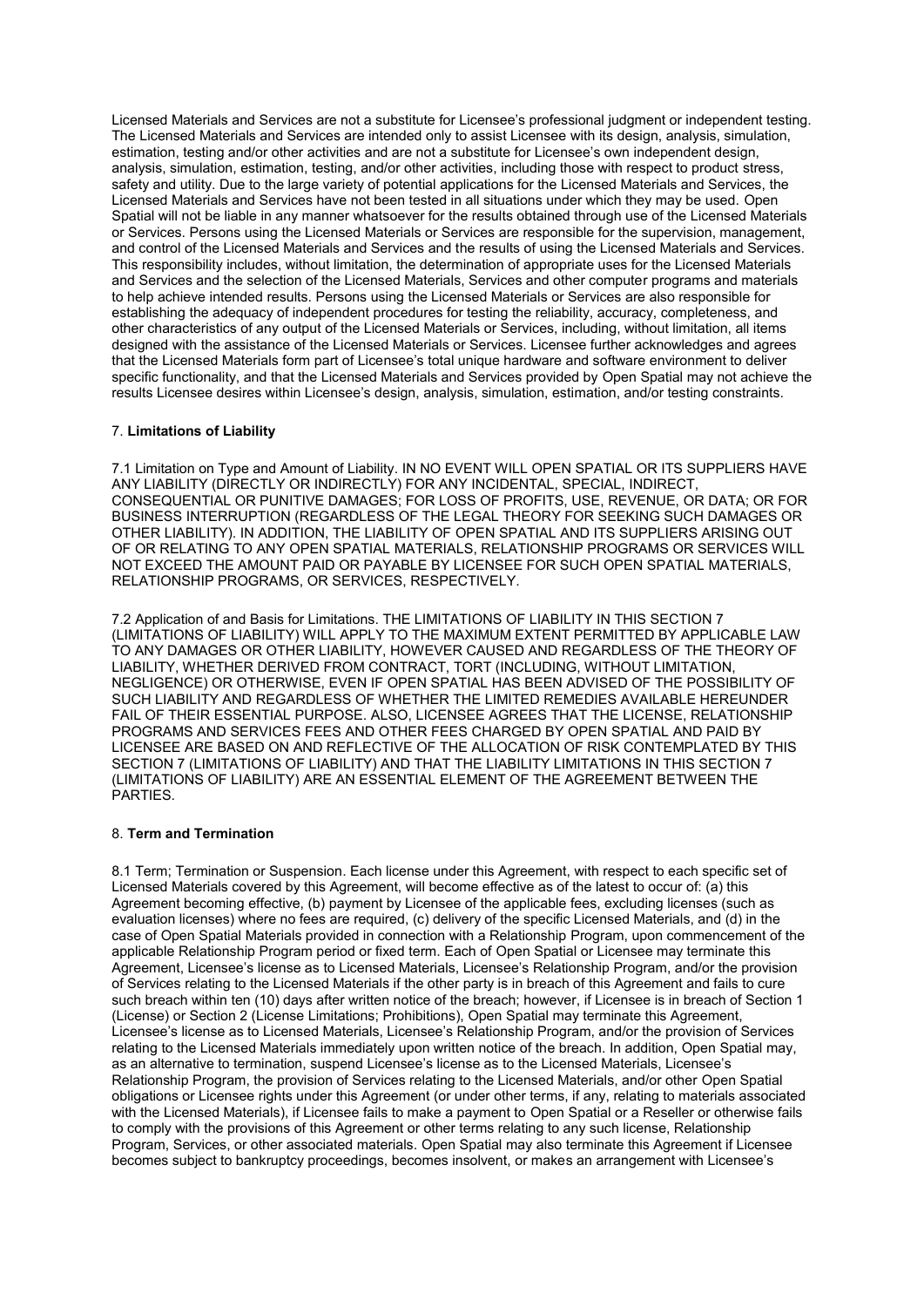Licensed Materials and Services are not a substitute for Licensee's professional judgment or independent testing. The Licensed Materials and Services are intended only to assist Licensee with its design, analysis, simulation, estimation, testing and/or other activities and are not a substitute for Licensee's own independent design, analysis, simulation, estimation, testing, and/or other activities, including those with respect to product stress, safety and utility. Due to the large variety of potential applications for the Licensed Materials and Services, the Licensed Materials and Services have not been tested in all situations under which they may be used. Open Spatial will not be liable in any manner whatsoever for the results obtained through use of the Licensed Materials or Services. Persons using the Licensed Materials or Services are responsible for the supervision, management, and control of the Licensed Materials and Services and the results of using the Licensed Materials and Services. This responsibility includes, without limitation, the determination of appropriate uses for the Licensed Materials and Services and the selection of the Licensed Materials, Services and other computer programs and materials to help achieve intended results. Persons using the Licensed Materials or Services are also responsible for establishing the adequacy of independent procedures for testing the reliability, accuracy, completeness, and other characteristics of any output of the Licensed Materials or Services, including, without limitation, all items designed with the assistance of the Licensed Materials or Services. Licensee further acknowledges and agrees that the Licensed Materials form part of Licensee's total unique hardware and software environment to deliver specific functionality, and that the Licensed Materials and Services provided by Open Spatial may not achieve the results Licensee desires within Licensee's design, analysis, simulation, estimation, and/or testing constraints.

## 7. **Limitations of Liability**

7.1 Limitation on Type and Amount of Liability. IN NO EVENT WILL OPEN SPATIAL OR ITS SUPPLIERS HAVE ANY LIABILITY (DIRECTLY OR INDIRECTLY) FOR ANY INCIDENTAL, SPECIAL, INDIRECT, CONSEQUENTIAL OR PUNITIVE DAMAGES; FOR LOSS OF PROFITS, USE, REVENUE, OR DATA; OR FOR BUSINESS INTERRUPTION (REGARDLESS OF THE LEGAL THEORY FOR SEEKING SUCH DAMAGES OR OTHER LIABILITY). IN ADDITION, THE LIABILITY OF OPEN SPATIAL AND ITS SUPPLIERS ARISING OUT OF OR RELATING TO ANY OPEN SPATIAL MATERIALS, RELATIONSHIP PROGRAMS OR SERVICES WILL NOT EXCEED THE AMOUNT PAID OR PAYABLE BY LICENSEE FOR SUCH OPEN SPATIAL MATERIALS, RELATIONSHIP PROGRAMS, OR SERVICES, RESPECTIVELY.

7.2 Application of and Basis for Limitations. THE LIMITATIONS OF LIABILITY IN THIS SECTION 7 (LIMITATIONS OF LIABILITY) WILL APPLY TO THE MAXIMUM EXTENT PERMITTED BY APPLICABLE LAW TO ANY DAMAGES OR OTHER LIABILITY, HOWEVER CAUSED AND REGARDLESS OF THE THEORY OF LIABILITY, WHETHER DERIVED FROM CONTRACT, TORT (INCLUDING, WITHOUT LIMITATION, NEGLIGENCE) OR OTHERWISE, EVEN IF OPEN SPATIAL HAS BEEN ADVISED OF THE POSSIBILITY OF SUCH LIABILITY AND REGARDLESS OF WHETHER THE LIMITED REMEDIES AVAILABLE HEREUNDER FAIL OF THEIR ESSENTIAL PURPOSE. ALSO, LICENSEE AGREES THAT THE LICENSE, RELATIONSHIP PROGRAMS AND SERVICES FEES AND OTHER FEES CHARGED BY OPEN SPATIAL AND PAID BY LICENSEE ARE BASED ON AND REFLECTIVE OF THE ALLOCATION OF RISK CONTEMPLATED BY THIS SECTION 7 (LIMITATIONS OF LIABILITY) AND THAT THE LIABILITY LIMITATIONS IN THIS SECTION 7 (LIMITATIONS OF LIABILITY) ARE AN ESSENTIAL ELEMENT OF THE AGREEMENT BETWEEN THE PARTIES.

## 8. **Term and Termination**

8.1 Term; Termination or Suspension. Each license under this Agreement, with respect to each specific set of Licensed Materials covered by this Agreement, will become effective as of the latest to occur of: (a) this Agreement becoming effective, (b) payment by Licensee of the applicable fees, excluding licenses (such as evaluation licenses) where no fees are required, (c) delivery of the specific Licensed Materials, and (d) in the case of Open Spatial Materials provided in connection with a Relationship Program, upon commencement of the applicable Relationship Program period or fixed term. Each of Open Spatial or Licensee may terminate this Agreement, Licensee's license as to Licensed Materials, Licensee's Relationship Program, and/or the provision of Services relating to the Licensed Materials if the other party is in breach of this Agreement and fails to cure such breach within ten (10) days after written notice of the breach; however, if Licensee is in breach of Section 1 (License) or Section 2 (License Limitations; Prohibitions), Open Spatial may terminate this Agreement, Licensee's license as to Licensed Materials, Licensee's Relationship Program, and/or the provision of Services relating to the Licensed Materials immediately upon written notice of the breach. In addition, Open Spatial may, as an alternative to termination, suspend Licensee's license as to the Licensed Materials, Licensee's Relationship Program, the provision of Services relating to the Licensed Materials, and/or other Open Spatial obligations or Licensee rights under this Agreement (or under other terms, if any, relating to materials associated with the Licensed Materials), if Licensee fails to make a payment to Open Spatial or a Reseller or otherwise fails to comply with the provisions of this Agreement or other terms relating to any such license, Relationship Program, Services, or other associated materials. Open Spatial may also terminate this Agreement if Licensee becomes subject to bankruptcy proceedings, becomes insolvent, or makes an arrangement with Licensee's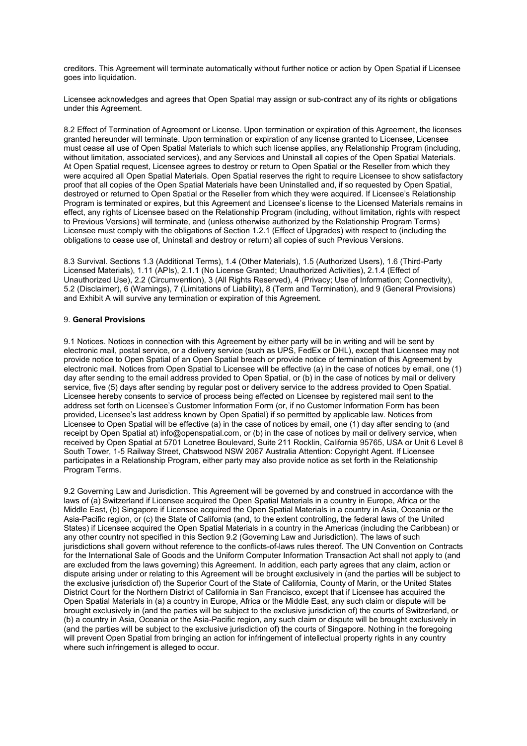creditors. This Agreement will terminate automatically without further notice or action by Open Spatial if Licensee goes into liquidation.

Licensee acknowledges and agrees that Open Spatial may assign or sub-contract any of its rights or obligations under this Agreement.

8.2 Effect of Termination of Agreement or License. Upon termination or expiration of this Agreement, the licenses granted hereunder will terminate. Upon termination or expiration of any license granted to Licensee, Licensee must cease all use of Open Spatial Materials to which such license applies, any Relationship Program (including, without limitation, associated services), and any Services and Uninstall all copies of the Open Spatial Materials. At Open Spatial request, Licensee agrees to destroy or return to Open Spatial or the Reseller from which they were acquired all Open Spatial Materials. Open Spatial reserves the right to require Licensee to show satisfactory proof that all copies of the Open Spatial Materials have been Uninstalled and, if so requested by Open Spatial, destroyed or returned to Open Spatial or the Reseller from which they were acquired. If Licensee's Relationship Program is terminated or expires, but this Agreement and Licensee's license to the Licensed Materials remains in effect, any rights of Licensee based on the Relationship Program (including, without limitation, rights with respect to Previous Versions) will terminate, and (unless otherwise authorized by the Relationship Program Terms) Licensee must comply with the obligations of Section 1.2.1 (Effect of Upgrades) with respect to (including the obligations to cease use of, Uninstall and destroy or return) all copies of such Previous Versions.

8.3 Survival. Sections 1.3 (Additional Terms), 1.4 (Other Materials), 1.5 (Authorized Users), 1.6 (Third-Party Licensed Materials), 1.11 (APIs), 2.1.1 (No License Granted; Unauthorized Activities), 2.1.4 (Effect of Unauthorized Use), 2.2 (Circumvention), 3 (All Rights Reserved), 4 (Privacy; Use of Information; Connectivity), 5.2 (Disclaimer), 6 (Warnings), 7 (Limitations of Liability), 8 (Term and Termination), and 9 (General Provisions) and Exhibit A will survive any termination or expiration of this Agreement.

## 9. **General Provisions**

9.1 Notices. Notices in connection with this Agreement by either party will be in writing and will be sent by electronic mail, postal service, or a delivery service (such as UPS, FedEx or DHL), except that Licensee may not provide notice to Open Spatial of an Open Spatial breach or provide notice of termination of this Agreement by electronic mail. Notices from Open Spatial to Licensee will be effective (a) in the case of notices by email, one (1) day after sending to the email address provided to Open Spatial, or (b) in the case of notices by mail or delivery service, five (5) days after sending by regular post or delivery service to the address provided to Open Spatial. Licensee hereby consents to service of process being effected on Licensee by registered mail sent to the address set forth on Licensee's Customer Information Form (or, if no Customer Information Form has been provided, Licensee's last address known by Open Spatial) if so permitted by applicable law. Notices from Licensee to Open Spatial will be effective (a) in the case of notices by email, one (1) day after sending to (and receipt by Open Spatial at) info@openspatial.com, or (b) in the case of notices by mail or delivery service, when received by Open Spatial at 5701 Lonetree Boulevard, Suite 211 Rocklin, California 95765, USA or Unit 6 Level 8 South Tower, 1-5 Railway Street, Chatswood NSW 2067 Australia Attention: Copyright Agent. If Licensee participates in a Relationship Program, either party may also provide notice as set forth in the Relationship Program Terms.

9.2 Governing Law and Jurisdiction. This Agreement will be governed by and construed in accordance with the laws of (a) Switzerland if Licensee acquired the Open Spatial Materials in a country in Europe, Africa or the Middle East, (b) Singapore if Licensee acquired the Open Spatial Materials in a country in Asia, Oceania or the Asia-Pacific region, or (c) the State of California (and, to the extent controlling, the federal laws of the United States) if Licensee acquired the Open Spatial Materials in a country in the Americas (including the Caribbean) or any other country not specified in this Section 9.2 (Governing Law and Jurisdiction). The laws of such jurisdictions shall govern without reference to the conflicts-of-laws rules thereof. The UN Convention on Contracts for the International Sale of Goods and the Uniform Computer Information Transaction Act shall not apply to (and are excluded from the laws governing) this Agreement. In addition, each party agrees that any claim, action or dispute arising under or relating to this Agreement will be brought exclusively in (and the parties will be subject to the exclusive jurisdiction of) the Superior Court of the State of California, County of Marin, or the United States District Court for the Northern District of California in San Francisco, except that if Licensee has acquired the Open Spatial Materials in (a) a country in Europe, Africa or the Middle East, any such claim or dispute will be brought exclusively in (and the parties will be subject to the exclusive jurisdiction of) the courts of Switzerland, or (b) a country in Asia, Oceania or the Asia-Pacific region, any such claim or dispute will be brought exclusively in (and the parties will be subject to the exclusive jurisdiction of) the courts of Singapore. Nothing in the foregoing will prevent Open Spatial from bringing an action for infringement of intellectual property rights in any country where such infringement is alleged to occur.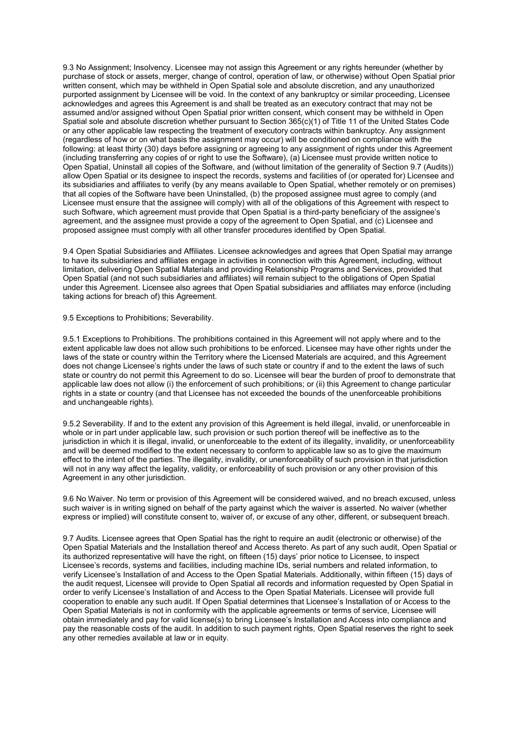9.3 No Assignment; Insolvency. Licensee may not assign this Agreement or any rights hereunder (whether by purchase of stock or assets, merger, change of control, operation of law, or otherwise) without Open Spatial prior written consent, which may be withheld in Open Spatial sole and absolute discretion, and any unauthorized purported assignment by Licensee will be void. In the context of any bankruptcy or similar proceeding, Licensee acknowledges and agrees this Agreement is and shall be treated as an executory contract that may not be assumed and/or assigned without Open Spatial prior written consent, which consent may be withheld in Open Spatial sole and absolute discretion whether pursuant to Section 365(c)(1) of Title 11 of the United States Code or any other applicable law respecting the treatment of executory contracts within bankruptcy. Any assignment (regardless of how or on what basis the assignment may occur) will be conditioned on compliance with the following: at least thirty (30) days before assigning or agreeing to any assignment of rights under this Agreement (including transferring any copies of or right to use the Software), (a) Licensee must provide written notice to Open Spatial, Uninstall all copies of the Software, and (without limitation of the generality of Section 9.7 (Audits)) allow Open Spatial or its designee to inspect the records, systems and facilities of (or operated for) Licensee and its subsidiaries and affiliates to verify (by any means available to Open Spatial, whether remotely or on premises) that all copies of the Software have been Uninstalled, (b) the proposed assignee must agree to comply (and Licensee must ensure that the assignee will comply) with all of the obligations of this Agreement with respect to such Software, which agreement must provide that Open Spatial is a third-party beneficiary of the assignee's agreement, and the assignee must provide a copy of the agreement to Open Spatial, and (c) Licensee and proposed assignee must comply with all other transfer procedures identified by Open Spatial.

9.4 Open Spatial Subsidiaries and Affiliates. Licensee acknowledges and agrees that Open Spatial may arrange to have its subsidiaries and affiliates engage in activities in connection with this Agreement, including, without limitation, delivering Open Spatial Materials and providing Relationship Programs and Services, provided that Open Spatial (and not such subsidiaries and affiliates) will remain subject to the obligations of Open Spatial under this Agreement. Licensee also agrees that Open Spatial subsidiaries and affiliates may enforce (including taking actions for breach of) this Agreement.

9.5 Exceptions to Prohibitions; Severability.

9.5.1 Exceptions to Prohibitions. The prohibitions contained in this Agreement will not apply where and to the extent applicable law does not allow such prohibitions to be enforced. Licensee may have other rights under the laws of the state or country within the Territory where the Licensed Materials are acquired, and this Agreement does not change Licensee's rights under the laws of such state or country if and to the extent the laws of such state or country do not permit this Agreement to do so. Licensee will bear the burden of proof to demonstrate that applicable law does not allow (i) the enforcement of such prohibitions; or (ii) this Agreement to change particular rights in a state or country (and that Licensee has not exceeded the bounds of the unenforceable prohibitions and unchangeable rights).

9.5.2 Severability. If and to the extent any provision of this Agreement is held illegal, invalid, or unenforceable in whole or in part under applicable law, such provision or such portion thereof will be ineffective as to the jurisdiction in which it is illegal, invalid, or unenforceable to the extent of its illegality, invalidity, or unenforceability and will be deemed modified to the extent necessary to conform to applicable law so as to give the maximum effect to the intent of the parties. The illegality, invalidity, or unenforceability of such provision in that jurisdiction will not in any way affect the legality, validity, or enforceability of such provision or any other provision of this Agreement in any other jurisdiction.

9.6 No Waiver. No term or provision of this Agreement will be considered waived, and no breach excused, unless such waiver is in writing signed on behalf of the party against which the waiver is asserted. No waiver (whether express or implied) will constitute consent to, waiver of, or excuse of any other, different, or subsequent breach.

9.7 Audits. Licensee agrees that Open Spatial has the right to require an audit (electronic or otherwise) of the Open Spatial Materials and the Installation thereof and Access thereto. As part of any such audit, Open Spatial or its authorized representative will have the right, on fifteen (15) days' prior notice to Licensee, to inspect Licensee's records, systems and facilities, including machine IDs, serial numbers and related information, to verify Licensee's Installation of and Access to the Open Spatial Materials. Additionally, within fifteen (15) days of the audit request, Licensee will provide to Open Spatial all records and information requested by Open Spatial in order to verify Licensee's Installation of and Access to the Open Spatial Materials. Licensee will provide full cooperation to enable any such audit. If Open Spatial determines that Licensee's Installation of or Access to the Open Spatial Materials is not in conformity with the applicable agreements or terms of service, Licensee will obtain immediately and pay for valid license(s) to bring Licensee's Installation and Access into compliance and pay the reasonable costs of the audit. In addition to such payment rights, Open Spatial reserves the right to seek any other remedies available at law or in equity.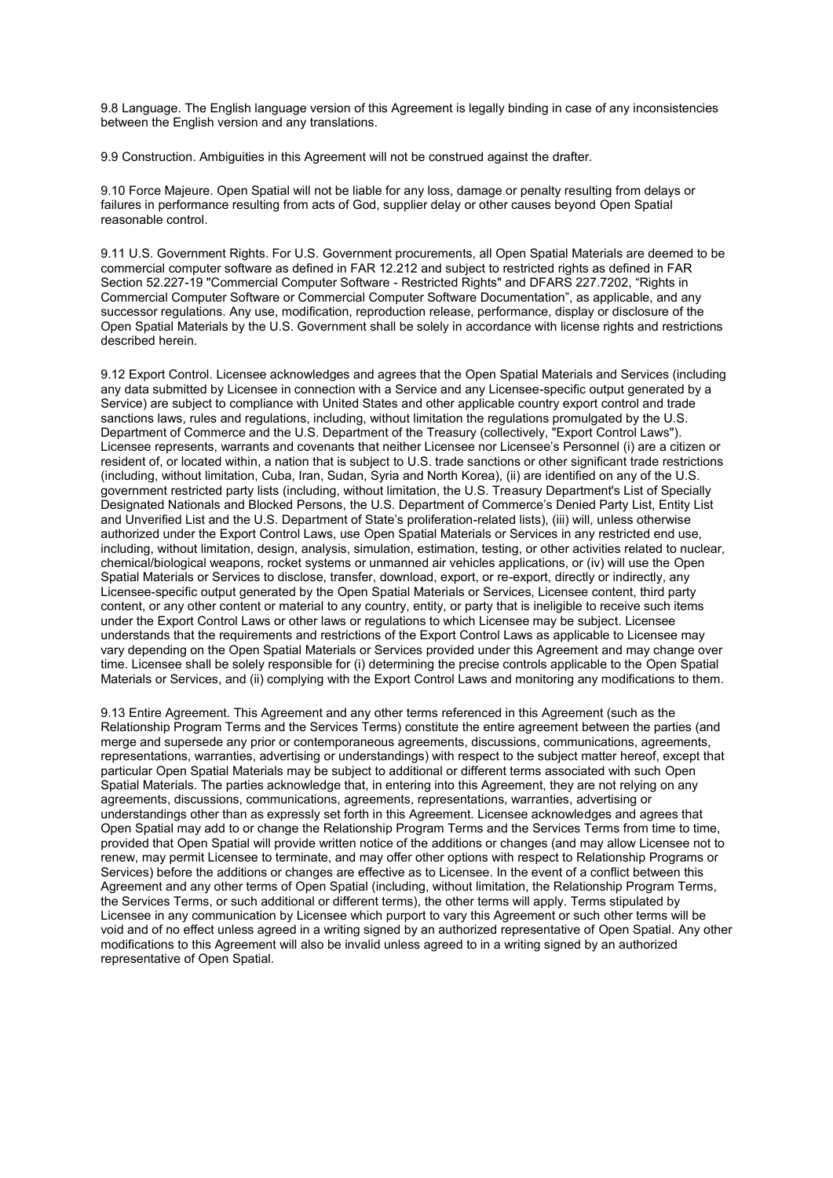9.8 Language. The English language version of this Agreement is legally binding in case of any inconsistencies between the English version and any translations.

9.9 Construction. Ambiguities in this Agreement will not be construed against the drafter.

9.10 Force Majeure. Open Spatial will not be liable for any loss, damage or penalty resulting from delays or failures in performance resulting from acts of God, supplier delay or other causes beyond Open Spatial reasonable control.

9.11 U.S. Government Rights. For U.S. Government procurements, all Open Spatial Materials are deemed to be commercial computer software as defined in FAR 12.212 and subject to restricted rights as defined in FAR Section 52.227-19 "Commercial Computer Software - Restricted Rights" and DFARS 227.7202, "Rights in Commercial Computer Software or Commercial Computer Software Documentation", as applicable, and any successor regulations. Any use, modification, reproduction release, performance, display or disclosure of the Open Spatial Materials by the U.S. Government shall be solely in accordance with license rights and restrictions described herein.

9.12 Export Control. Licensee acknowledges and agrees that the Open Spatial Materials and Services (including any data submitted by Licensee in connection with a Service and any Licensee-specific output generated by a Service) are subject to compliance with United States and other applicable country export control and trade sanctions laws, rules and regulations, including, without limitation the regulations promulgated by the U.S. Department of Commerce and the U.S. Department of the Treasury (collectively, "Export Control Laws"). Licensee represents, warrants and covenants that neither Licensee nor Licensee's Personnel (i) are a citizen or resident of, or located within, a nation that is subject to U.S. trade sanctions or other significant trade restrictions (including, without limitation, Cuba, Iran, Sudan, Syria and North Korea), (ii) are identified on any of the U.S. government restricted party lists (including, without limitation, the U.S. Treasury Department's List of Specially Designated Nationals and Blocked Persons, the U.S. Department of Commerce's Denied Party List, Entity List and Unverified List and the U.S. Department of State's proliferation-related lists), (iii) will, unless otherwise authorized under the Export Control Laws, use Open Spatial Materials or Services in any restricted end use, including, without limitation, design, analysis, simulation, estimation, testing, or other activities related to nuclear, chemical/biological weapons, rocket systems or unmanned air vehicles applications, or (iv) will use the Open Spatial Materials or Services to disclose, transfer, download, export, or re-export, directly or indirectly, any Licensee-specific output generated by the Open Spatial Materials or Services, Licensee content, third party content, or any other content or material to any country, entity, or party that is ineligible to receive such items under the Export Control Laws or other laws or regulations to which Licensee may be subject. Licensee understands that the requirements and restrictions of the Export Control Laws as applicable to Licensee may vary depending on the Open Spatial Materials or Services provided under this Agreement and may change over time. Licensee shall be solely responsible for (i) determining the precise controls applicable to the Open Spatial Materials or Services, and (ii) complying with the Export Control Laws and monitoring any modifications to them.

9.13 Entire Agreement. This Agreement and any other terms referenced in this Agreement (such as the Relationship Program Terms and the Services Terms) constitute the entire agreement between the parties (and merge and supersede any prior or contemporaneous agreements, discussions, communications, agreements, representations, warranties, advertising or understandings) with respect to the subject matter hereof, except that particular Open Spatial Materials may be subject to additional or different terms associated with such Open Spatial Materials. The parties acknowledge that, in entering into this Agreement, they are not relying on any agreements, discussions, communications, agreements, representations, warranties, advertising or understandings other than as expressly set forth in this Agreement. Licensee acknowledges and agrees that Open Spatial may add to or change the Relationship Program Terms and the Services Terms from time to time, provided that Open Spatial will provide written notice of the additions or changes (and may allow Licensee not to renew, may permit Licensee to terminate, and may offer other options with respect to Relationship Programs or Services) before the additions or changes are effective as to Licensee. In the event of a conflict between this Agreement and any other terms of Open Spatial (including, without limitation, the Relationship Program Terms, the Services Terms, or such additional or different terms), the other terms will apply. Terms stipulated by Licensee in any communication by Licensee which purport to vary this Agreement or such other terms will be void and of no effect unless agreed in a writing signed by an authorized representative of Open Spatial. Any other modifications to this Agreement will also be invalid unless agreed to in a writing signed by an authorized representative of Open Spatial.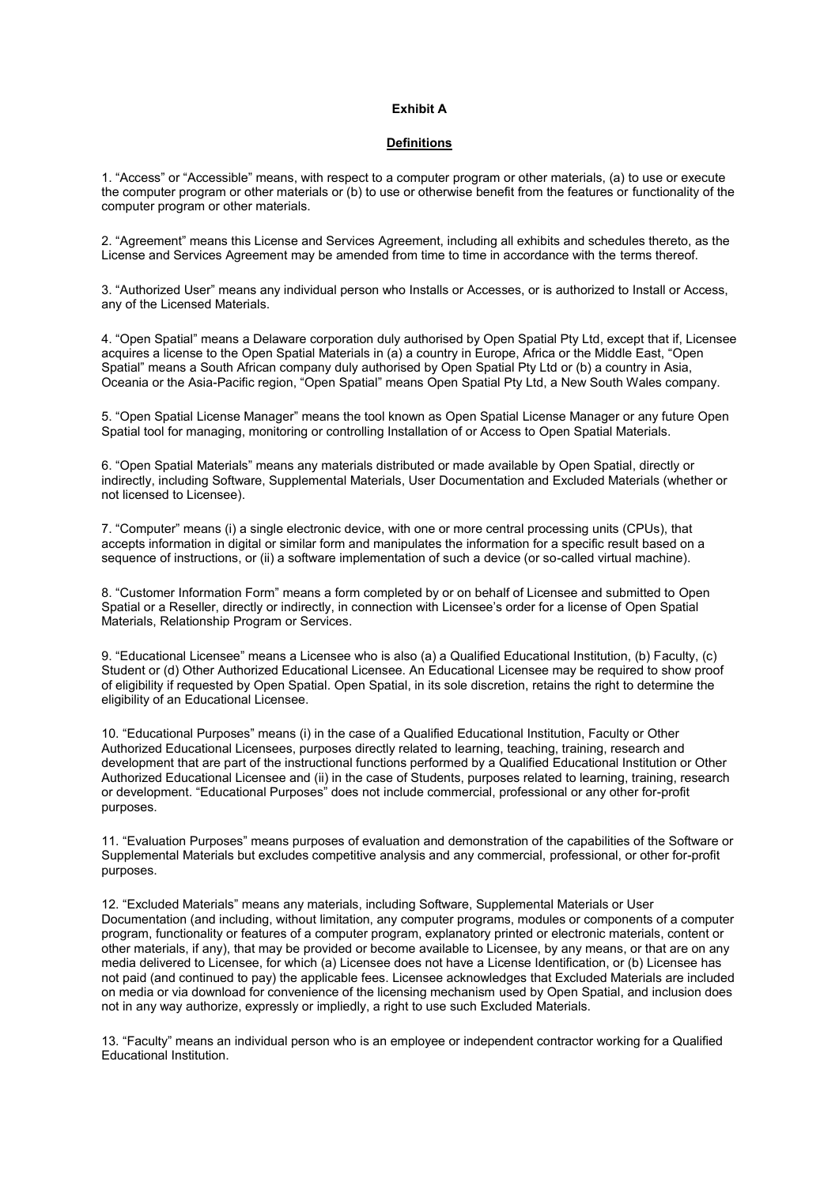**Exhibit A**

**Definitions**

1. "Access" or "Accessible" means, with respect to a computer program or other materials, (a) to use or execute the computer program or other materials or (b) to use or otherwise benefit from the features or functionality of the computer program or other materials.

2. "Agreement" means this License and Services Agreement, including all exhibits and schedules thereto, as the License and Services Agreement may be amended from time to time in accordance with the terms thereof.

3. "Authorized User" means any individual person who Installs or Accesses, or is authorized to Install or Access, any of the Licensed Materials.

4. "Open Spatial" means a Delaware corporation duly authorised by Open Spatial Pty Ltd, except that if, Licensee acquires a license to the Open Spatial Materials in (a) a country in Europe, Africa or the Middle East, "Open Spatial" means a South African company duly authorised by Open Spatial Pty Ltd or (b) a country in Asia, Oceania or the Asia-Pacific region, "Open Spatial" means Open Spatial Pty Ltd, a New South Wales company.

5. "Open Spatial License Manager" means the tool known as Open Spatial License Manager or any future Open Spatial tool for managing, monitoring or controlling Installation of or Access to Open Spatial Materials.

6. "Open Spatial Materials" means any materials distributed or made available by Open Spatial, directly or indirectly, including Software, Supplemental Materials, User Documentation and Excluded Materials (whether or not licensed to Licensee).

7. "Computer" means (i) a single electronic device, with one or more central processing units (CPUs), that accepts information in digital or similar form and manipulates the information for a specific result based on a sequence of instructions, or (ii) a software implementation of such a device (or so-called virtual machine).

8. "Customer Information Form" means a form completed by or on behalf of Licensee and submitted to Open Spatial or a Reseller, directly or indirectly, in connection with Licensee's order for a license of Open Spatial Materials, Relationship Program or Services.

9. "Educational Licensee" means a Licensee who is also (a) a Qualified Educational Institution, (b) Faculty, (c) Student or (d) Other Authorized Educational Licensee. An Educational Licensee may be required to show proof of eligibility if requested by Open Spatial. Open Spatial, in its sole discretion, retains the right to determine the eligibility of an Educational Licensee.

10. "Educational Purposes" means (i) in the case of a Qualified Educational Institution, Faculty or Other Authorized Educational Licensees, purposes directly related to learning, teaching, training, research and development that are part of the instructional functions performed by a Qualified Educational Institution or Other Authorized Educational Licensee and (ii) in the case of Students, purposes related to learning, training, research or development. "Educational Purposes" does not include commercial, professional or any other for-profit purposes.

11. "Evaluation Purposes" means purposes of evaluation and demonstration of the capabilities of the Software or Supplemental Materials but excludes competitive analysis and any commercial, professional, or other for-profit purposes.

12. "Excluded Materials" means any materials, including Software, Supplemental Materials or User Documentation (and including, without limitation, any computer programs, modules or components of a computer program, functionality or features of a computer program, explanatory printed or electronic materials, content or other materials, if any), that may be provided or become available to Licensee, by any means, or that are on any media delivered to Licensee, for which (a) Licensee does not have a License Identification, or (b) Licensee has not paid (and continued to pay) the applicable fees. Licensee acknowledges that Excluded Materials are included on media or via download for convenience of the licensing mechanism used by Open Spatial, and inclusion does not in any way authorize, expressly or impliedly, a right to use such Excluded Materials.

13. "Faculty" means an individual person who is an employee or independent contractor working for a Qualified Educational Institution.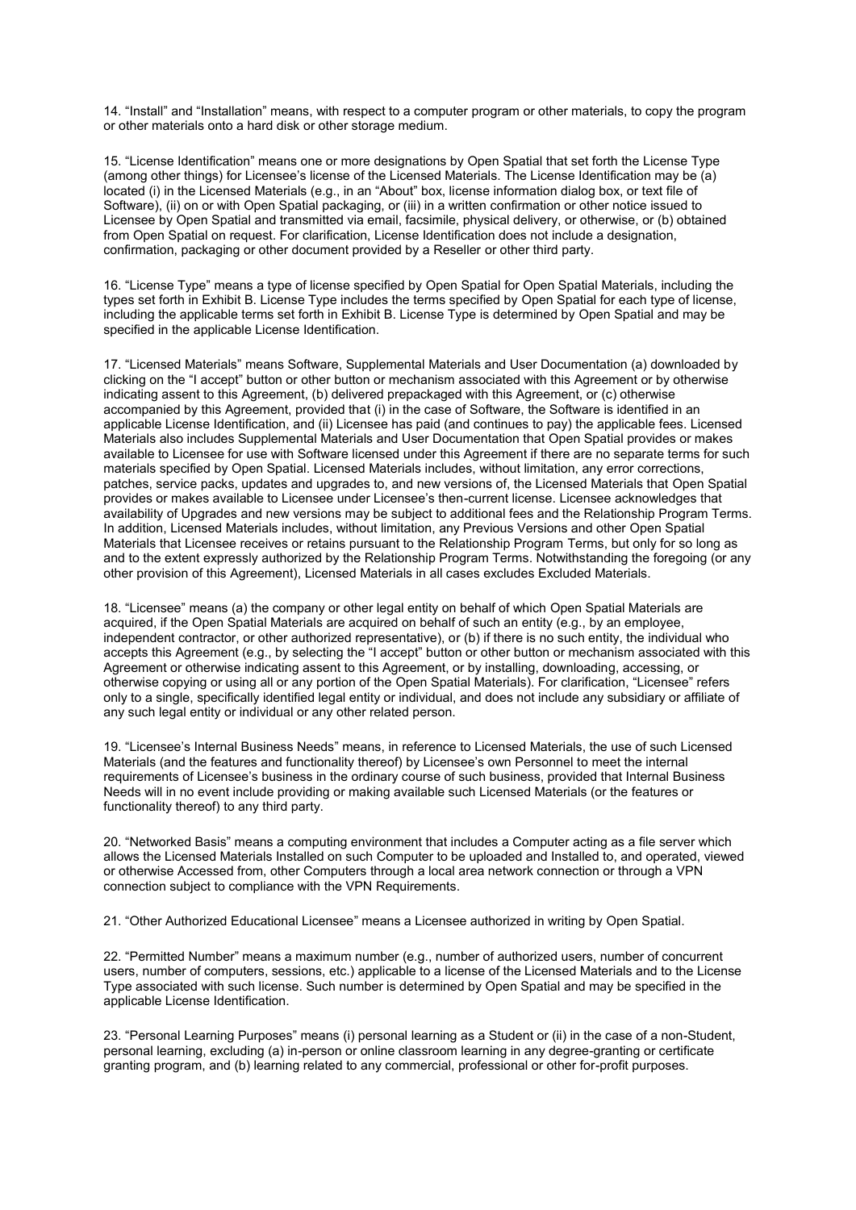14. "Install" and "Installation" means, with respect to a computer program or other materials, to copy the program or other materials onto a hard disk or other storage medium.

15. "License Identification" means one or more designations by Open Spatial that set forth the License Type (among other things) for Licensee's license of the Licensed Materials. The License Identification may be (a) located (i) in the Licensed Materials (e.g., in an "About" box, license information dialog box, or text file of Software), (ii) on or with Open Spatial packaging, or (iii) in a written confirmation or other notice issued to Licensee by Open Spatial and transmitted via email, facsimile, physical delivery, or otherwise, or (b) obtained from Open Spatial on request. For clarification, License Identification does not include a designation, confirmation, packaging or other document provided by a Reseller or other third party.

16. "License Type" means a type of license specified by Open Spatial for Open Spatial Materials, including the types set forth in Exhibit B. License Type includes the terms specified by Open Spatial for each type of license, including the applicable terms set forth in Exhibit B. License Type is determined by Open Spatial and may be specified in the applicable License Identification.

17. "Licensed Materials" means Software, Supplemental Materials and User Documentation (a) downloaded by clicking on the "I accept" button or other button or mechanism associated with this Agreement or by otherwise indicating assent to this Agreement, (b) delivered prepackaged with this Agreement, or (c) otherwise accompanied by this Agreement, provided that (i) in the case of Software, the Software is identified in an applicable License Identification, and (ii) Licensee has paid (and continues to pay) the applicable fees. Licensed Materials also includes Supplemental Materials and User Documentation that Open Spatial provides or makes available to Licensee for use with Software licensed under this Agreement if there are no separate terms for such materials specified by Open Spatial. Licensed Materials includes, without limitation, any error corrections, patches, service packs, updates and upgrades to, and new versions of, the Licensed Materials that Open Spatial provides or makes available to Licensee under Licensee's then-current license. Licensee acknowledges that availability of Upgrades and new versions may be subject to additional fees and the Relationship Program Terms. In addition, Licensed Materials includes, without limitation, any Previous Versions and other Open Spatial Materials that Licensee receives or retains pursuant to the Relationship Program Terms, but only for so long as and to the extent expressly authorized by the Relationship Program Terms. Notwithstanding the foregoing (or any other provision of this Agreement), Licensed Materials in all cases excludes Excluded Materials.

18. "Licensee" means (a) the company or other legal entity on behalf of which Open Spatial Materials are acquired, if the Open Spatial Materials are acquired on behalf of such an entity (e.g., by an employee, independent contractor, or other authorized representative), or (b) if there is no such entity, the individual who accepts this Agreement (e.g., by selecting the "I accept" button or other button or mechanism associated with this Agreement or otherwise indicating assent to this Agreement, or by installing, downloading, accessing, or otherwise copying or using all or any portion of the Open Spatial Materials). For clarification, "Licensee" refers only to a single, specifically identified legal entity or individual, and does not include any subsidiary or affiliate of any such legal entity or individual or any other related person.

19. "Licensee's Internal Business Needs" means, in reference to Licensed Materials, the use of such Licensed Materials (and the features and functionality thereof) by Licensee's own Personnel to meet the internal requirements of Licensee's business in the ordinary course of such business, provided that Internal Business Needs will in no event include providing or making available such Licensed Materials (or the features or functionality thereof) to any third party.

20. "Networked Basis" means a computing environment that includes a Computer acting as a file server which allows the Licensed Materials Installed on such Computer to be uploaded and Installed to, and operated, viewed or otherwise Accessed from, other Computers through a local area network connection or through a VPN connection subject to compliance with the VPN Requirements.

21. "Other Authorized Educational Licensee" means a Licensee authorized in writing by Open Spatial.

22. "Permitted Number" means a maximum number (e.g., number of authorized users, number of concurrent users, number of computers, sessions, etc.) applicable to a license of the Licensed Materials and to the License Type associated with such license. Such number is determined by Open Spatial and may be specified in the applicable License Identification.

23. "Personal Learning Purposes" means (i) personal learning as a Student or (ii) in the case of a non-Student, personal learning, excluding (a) in-person or online classroom learning in any degree-granting or certificate granting program, and (b) learning related to any commercial, professional or other for-profit purposes.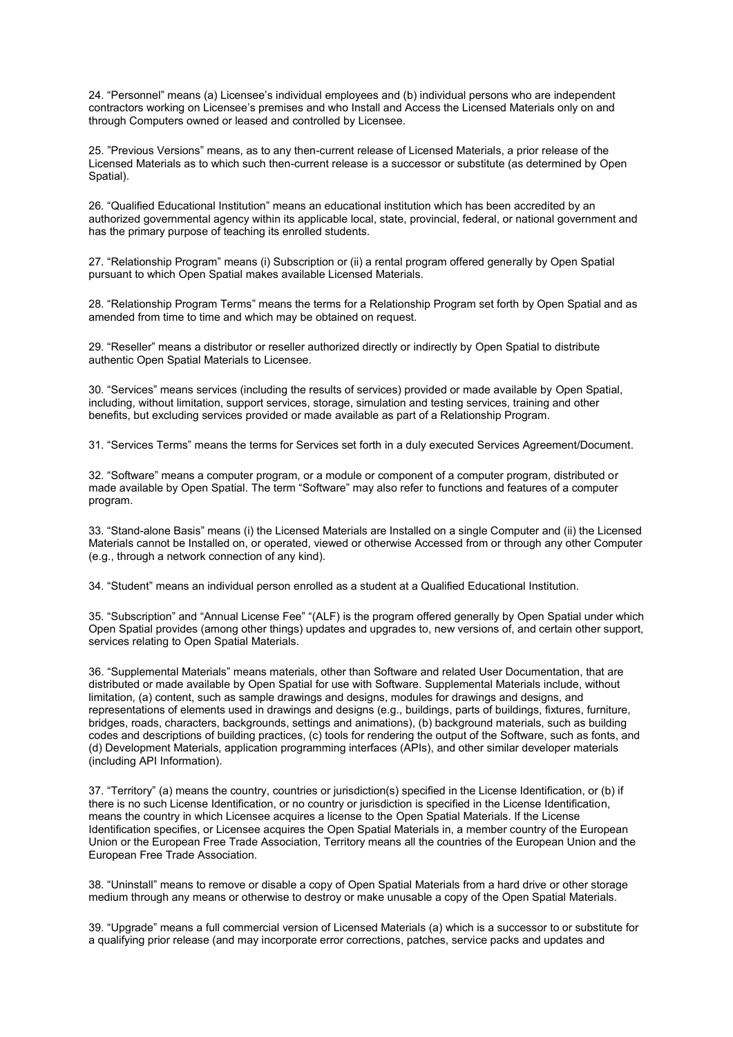24. “Personnel” means (a) Licensee’s individual employees and (b) individual persons who are independent contractors working on Licensee’s premises and who Install and Access the Licensed Materials only on and through Computers owned or leased and controlled by Licensee.

25. ”Previous Versions” means, as to any then-current release of Licensed Materials, a prior release of the Licensed Materials as to which such then-current release is a successor or substitute (as determined by Open Spatial).

26. “Qualified Educational Institution” means an educational institution which has been accredited by an authorized governmental agency within its applicable local, state, provincial, federal, or national government and has the primary purpose of teaching its enrolled students.

27. “Relationship Program” means (i) Subscription or (ii) a rental program offered generally by Open Spatial pursuant to which Open Spatial makes available Licensed Materials.

28. “Relationship Program Terms” means the terms for a Relationship Program set forth by Open Spatial and as amended from time to time and which may be obtained on request.

29. “Reseller” means a distributor or reseller authorized directly or indirectly by Open Spatial to distribute authentic Open Spatial Materials to Licensee.

30. “Services” means services (including the results of services) provided or made available by Open Spatial, including, without limitation, support services, storage, simulation and testing services, training and other benefits, but excluding services provided or made available as part of a Relationship Program.

31. “Services Terms” means the terms for Services set forth in a duly executed Services Agreement/Document.

32. “Software” means a computer program, or a module or component of a computer program, distributed or made available by Open Spatial. The term “Software” may also refer to functions and features of a computer program.

33. “Stand-alone Basis” means (i) the Licensed Materials are Installed on a single Computer and (ii) the Licensed Materials cannot be Installed on, or operated, viewed or otherwise Accessed from or through any other Computer (e.g., through a network connection of any kind).

34. “Student” means an individual person enrolled as a student at a Qualified Educational Institution.

35. “Subscription” and “Annual License Fee” “(ALF) is the program offered generally by Open Spatial under which Open Spatial provides (among other things) updates and upgrades to, new versions of, and certain other support, services relating to Open Spatial Materials.

36. “Supplemental Materials” means materials, other than Software and related User Documentation, that are distributed or made available by Open Spatial for use with Software. Supplemental Materials include, without limitation, (a) content, such as sample drawings and designs, modules for drawings and designs, and representations of elements used in drawings and designs (e.g., buildings, parts of buildings, fixtures, furniture, bridges, roads, characters, backgrounds, settings and animations), (b) background materials, such as building codes and descriptions of building practices, (c) tools for rendering the output of the Software, such as fonts, and (d) Development Materials, application programming interfaces (APIs), and other similar developer materials (including API Information).

37. “Territory” (a) means the country, countries or jurisdiction(s) specified in the License Identification, or (b) if there is no such License Identification, or no country or jurisdiction is specified in the License Identification, means the country in which Licensee acquires a license to the Open Spatial Materials. If the License Identification specifies, or Licensee acquires the Open Spatial Materials in, a member country of the European Union or the European Free Trade Association, Territory means all the countries of the European Union and the European Free Trade Association.

38. “Uninstall” means to remove or disable a copy of Open Spatial Materials from a hard drive or other storage medium through any means or otherwise to destroy or make unusable a copy of the Open Spatial Materials.

39. “Upgrade” means a full commercial version of Licensed Materials (a) which is a successor to or substitute for a qualifying prior release (and may incorporate error corrections, patches, service packs and updates and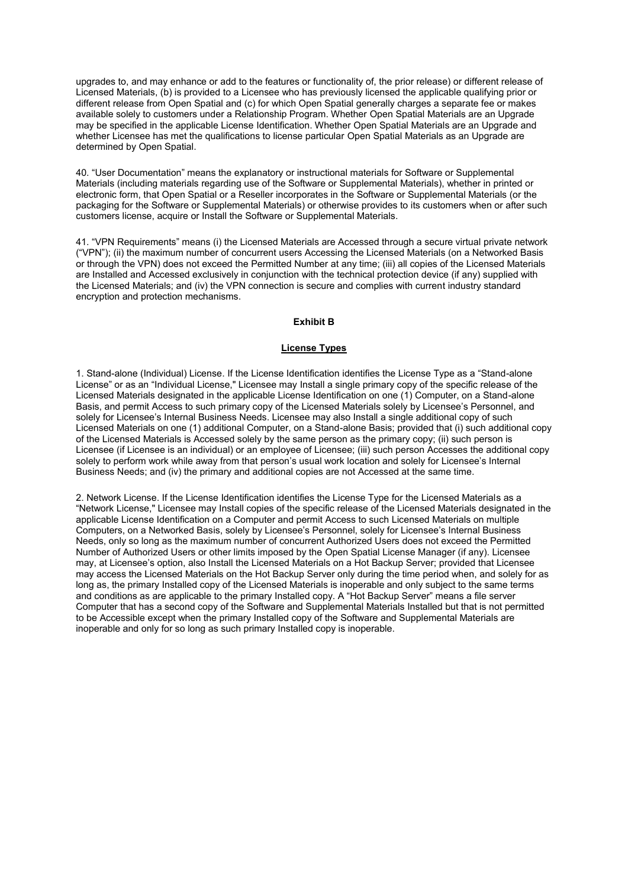upgrades to, and may enhance or add to the features or functionality of, the prior release) or different release of Licensed Materials, (b) is provided to a Licensee who has previously licensed the applicable qualifying prior or different release from Open Spatial and (c) for which Open Spatial generally charges a separate fee or makes available solely to customers under a Relationship Program. Whether Open Spatial Materials are an Upgrade may be specified in the applicable License Identification. Whether Open Spatial Materials are an Upgrade and whether Licensee has met the qualifications to license particular Open Spatial Materials as an Upgrade are determined by Open Spatial.

40. "User Documentation" means the explanatory or instructional materials for Software or Supplemental Materials (including materials regarding use of the Software or Supplemental Materials), whether in printed or electronic form, that Open Spatial or a Reseller incorporates in the Software or Supplemental Materials (or the packaging for the Software or Supplemental Materials) or otherwise provides to its customers when or after such customers license, acquire or Install the Software or Supplemental Materials.

41. "VPN Requirements" means (i) the Licensed Materials are Accessed through a secure virtual private network ("VPN"); (ii) the maximum number of concurrent users Accessing the Licensed Materials (on a Networked Basis or through the VPN) does not exceed the Permitted Number at any time; (iii) all copies of the Licensed Materials are Installed and Accessed exclusively in conjunction with the technical protection device (if any) supplied with the Licensed Materials; and (iv) the VPN connection is secure and complies with current industry standard encryption and protection mechanisms.

## Exhibit B

### License Types

1. Stand-alone (Individual) License. If the License Identification identifies the License Type as a "Stand-alone License" or as an "Individual License," Licensee may Install a single primary copy of the specific release of the Licensed Materials designated in the applicable License Identification on one (1) Computer, on a Stand-alone Basis, and permit Access to such primary copy of the Licensed Materials solely by Licensee's Personnel, and solely for Licensee's Internal Business Needs. Licensee may also Install a single additional copy of such Licensed Materials on one (1) additional Computer, on a Stand-alone Basis; provided that (i) such additional copy of the Licensed Materials is Accessed solely by the same person as the primary copy; (ii) such person is Licensee (if Licensee is an individual) or an employee of Licensee; (iii) such person Accesses the additional copy solely to perform work while away from that person's usual work location and solely for Licensee's Internal Business Needs; and (iv) the primary and additional copies are not Accessed at the same time.

2. Network License. If the License Identification identifies the License Type for the Licensed Materials as a "Network License," Licensee may Install copies of the specific release of the Licensed Materials designated in the applicable License Identification on a Computer and permit Access to such Licensed Materials on multiple Computers, on a Networked Basis, solely by Licensee's Personnel, solely for Licensee's Internal Business Needs, only so long as the maximum number of concurrent Authorized Users does not exceed the Permitted Number of Authorized Users or other limits imposed by the Open Spatial License Manager (if any). Licensee may, at Licensee's option, also Install the Licensed Materials on a Hot Backup Server; provided that Licensee may access the Licensed Materials on the Hot Backup Server only during the time period when, and solely for as long as, the primary Installed copy of the Licensed Materials is inoperable and only subject to the same terms and conditions as are applicable to the primary Installed copy. A "Hot Backup Server" means a file server Computer that has a second copy of the Software and Supplemental Materials Installed but that is not permitted to be Accessible except when the primary Installed copy of the Software and Supplemental Materials are inoperable and only for so long as such primary Installed copy is inoperable.